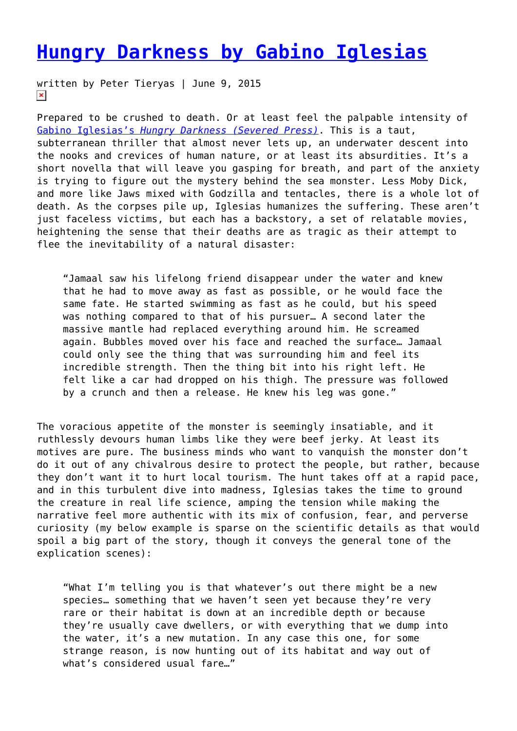# Hungry Darkness by Gabino Iglesias

written by Peter Tieryas | June 9, 2015

Prepared to be crushed to death. Or at least feel the palpable intensity of Gabino Iglesias's *Hungry Darkness* (Severed Press). This is a taut, subterranean thriller that almost never lets up, an underwater descent into the nooks and crevices of human nature, or at least its absurdities. It's a short novella that will leave you gasping for breath, and part of the anxiety is trying to figure out the mystery behind the sea monster. Less Moby Dick, and more like Jaws mixed with Godzilla and tentacles, there is a whole lot of death. As the corpses pile up, Iglesias humanizes the suffering. These aren't just faceless victims, but each has a backstory, a set of relatable movies, heightening the sense that their deaths are as tragic as their attempt to flee the inevitability of a natural disaster:

> "Jamaal saw his lifelong friend disappear under the water and knew that he had to move away as fast as possible, or he would face the same fate. He started swimming as fast as he could, but his speed was nothing compared to that of his pursuer… A second later the massive mantle had replaced everything around him. He screamed again. Bubbles moved over his face and reached the surface… Jamaal could only see the thing that was surrounding him and feel its incredible strength. Then the thing bit into his right left. He felt like a car had dropped on his thigh. The pressure was followed by a crunch and then a release. He knew his leg was gone."

The voracious appetite of the monster is seemingly insatiable, and it ruthlessly devours human limbs like they were beef jerky. At least its motives are pure. The business minds who want to vanquish the monster don't do it out of any chivalrous desire to protect the people, but rather, because they don't want it to hurt local tourism. The hunt takes off at a rapid pace, and in this turbulent dive into madness, Iglesias takes the time to ground the creature in real life science, amping the tension while making the narrative feel more authentic with its mix of confusion, fear, and perverse curiosity (my below example is sparse on the scientific details as that would spoil a big part of the story, though it conveys the general tone of the explication scenes):

> "What I'm telling you is that whatever's out there might be a new species… something that we haven't seen yet because they're very rare or their habitat is down at an incredible depth or because they're usually cave dwellers, or with everything that we dump into the water, it's a new mutation. In any case this one, for some strange reason, is now hunting out of its habitat and way out of what's considered usual fare…"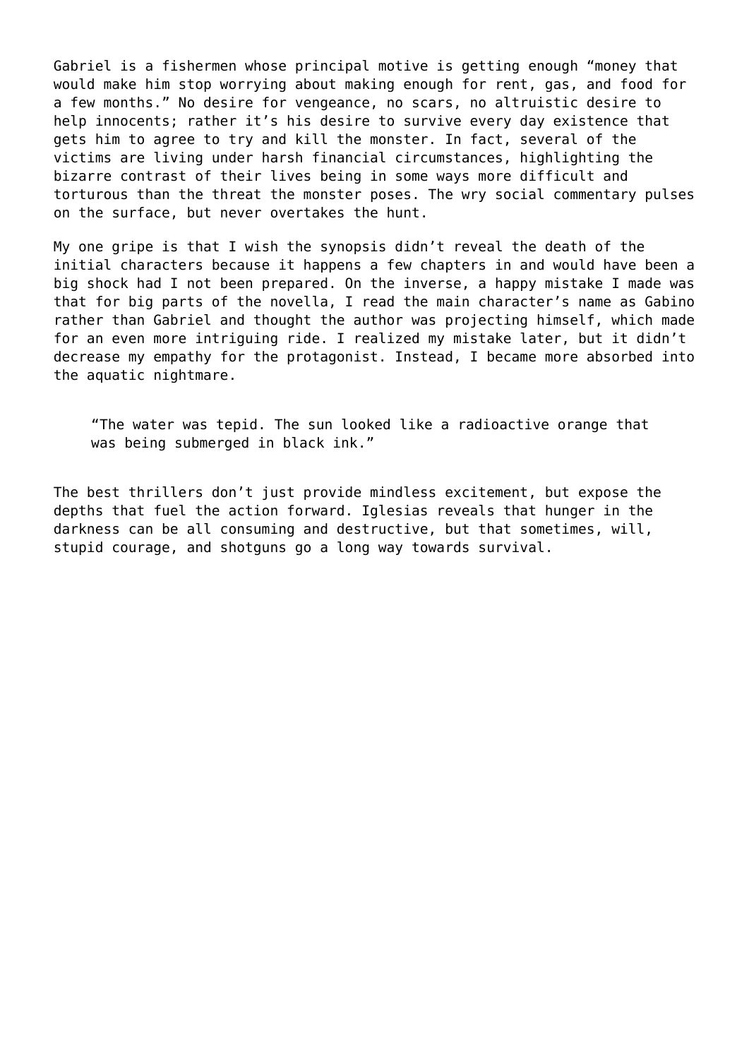Gabriel is a fishermen whose principal motive is getting enough "money that would make him stop worrying about making enough for rent, gas, and food for a few months." No desire for vengeance, no scars, no altruistic desire to help innocents; rather it's his desire to survive every day existence that gets him to agree to try and kill the monster. In fact, several of the victims are living under harsh financial circumstances, highlighting the bizarre contrast of their lives being in some ways more difficult and torturous than the threat the monster poses. The wry social commentary pulses on the surface, but never overtakes the hunt.

My one gripe is that I wish the synopsis didn't reveal the death of the initial characters because it happens a few chapters in and would have been a big shock had I not been prepared. On the inverse, a happy mistake I made was that for big parts of the novella, I read the main character's name as Gabino rather than Gabriel and thought the author was projecting himself, which made for an even more intriguing ride. I realized my mistake later, but it didn't decrease my empathy for the protagonist. Instead, I became more absorbed into the aquatic nightmare.

> "The water was tepid. The sun looked like a radioactive orange that was being submerged in black ink."

The best thrillers don't just provide mindless excitement, but expose the depths that fuel the action forward. Iglesias reveals that hunger in the darkness can be all consuming and destructive, but that sometimes, will, stupid courage, and shotguns go a long way towards survival.